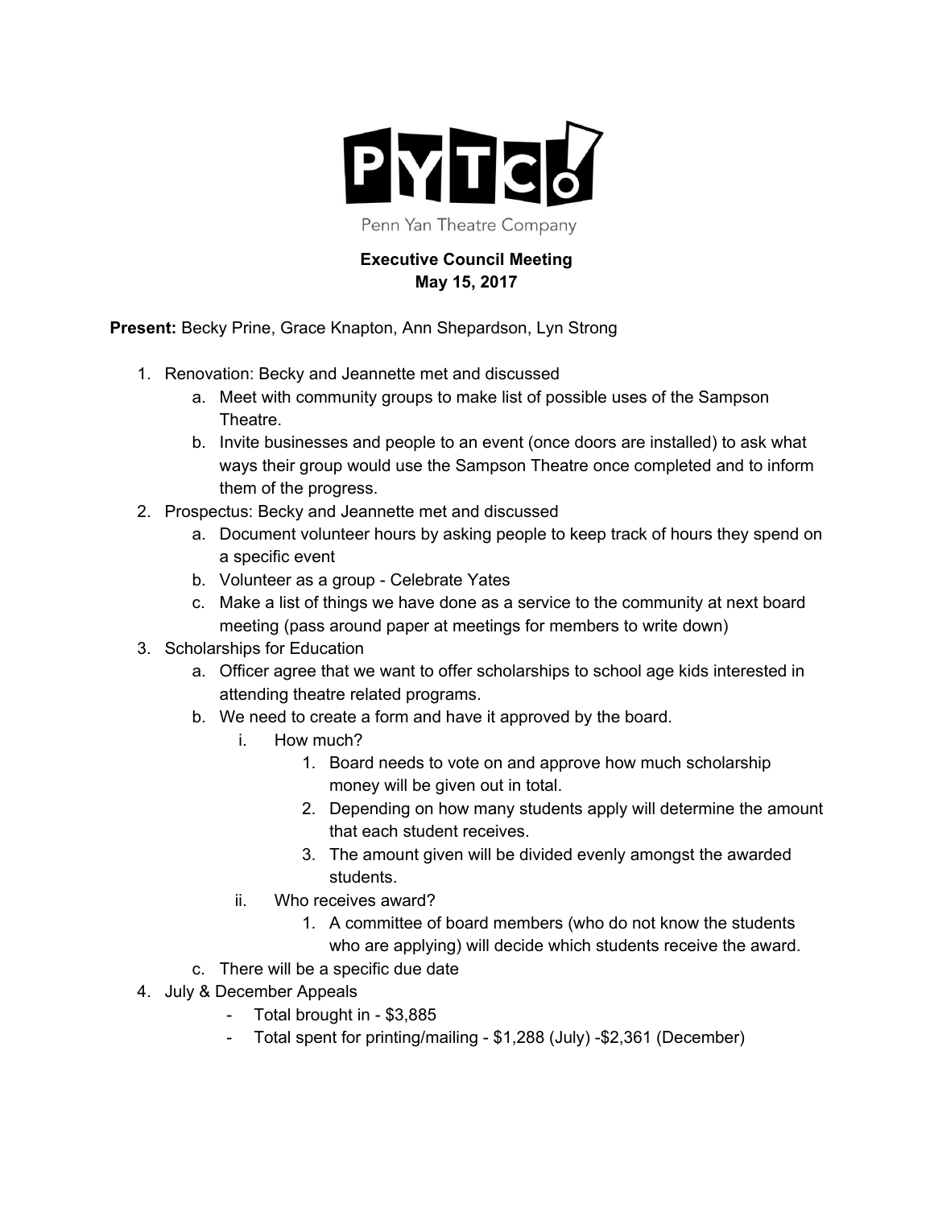PYTC!

Penn Yan Theatre Company

**Executive Council Meeting**
**May 15, 2017**

**Present:** Becky Prine, Grace Knapton, Ann Shepardson, Lyn Strong

1. Renovation: Becky and Jeannette met and discussed
    a. Meet with community groups to make list of possible uses of the Sampson Theatre.
    b. Invite businesses and people to an event (once doors are installed) to ask what ways their group would use the Sampson Theatre once completed and to inform them of the progress.
2. Prospectus: Becky and Jeannette met and discussed
    a. Document volunteer hours by asking people to keep track of hours they spend on a specific event
    b. Volunteer as a group - Celebrate Yates
    c. Make a list of things we have done as a service to the community at next board meeting (pass around paper at meetings for members to write down)
3. Scholarships for Education
    a. Officer agree that we want to offer scholarships to school age kids interested in attending theatre related programs.
    b. We need to create a form and have it approved by the board.
        i. How much?
            1. Board needs to vote on and approve how much scholarship money will be given out in total.
            2. Depending on how many students apply will determine the amount that each student receives.
            3. The amount given will be divided evenly amongst the awarded students.
        ii. Who receives award?
            1. A committee of board members (who do not know the students who are applying) will decide which students receive the award.
    c. There will be a specific due date
4. July & December Appeals
    - Total brought in - $3,885
    - Total spent for printing/mailing - $1,288 (July) -$2,361 (December)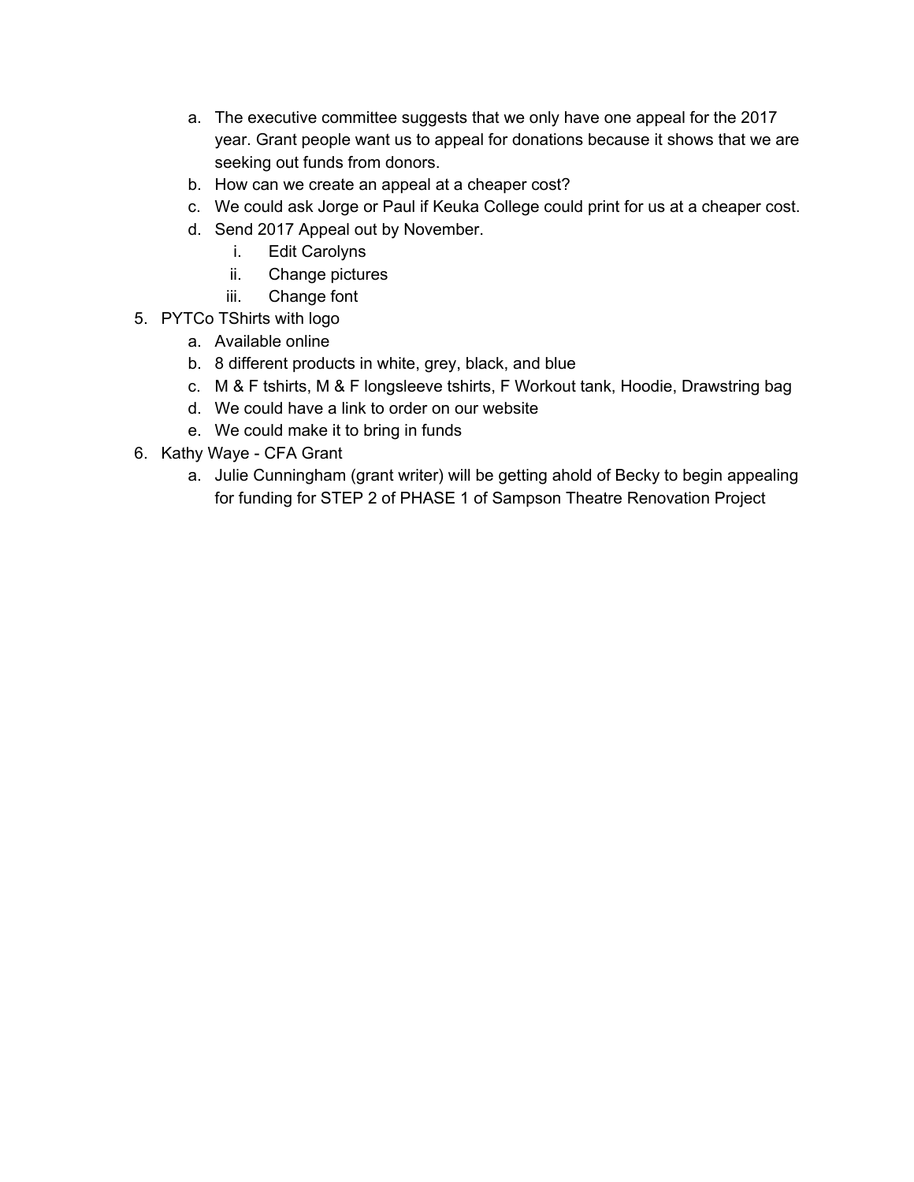a. The executive committee suggests that we only have one appeal for the 2017 year. Grant people want us to appeal for donations because it shows that we are seeking out funds from donors.
   b. How can we create an appeal at a cheaper cost?
   c. We could ask Jorge or Paul if Keuka College could print for us at a cheaper cost.
   d. Send 2017 Appeal out by November.
      i. Edit Carolyns
      ii. Change pictures
      iii. Change font

5. PYTCo TShirts with logo
   a. Available online
   b. 8 different products in white, grey, black, and blue
   c. M & F tshirts, M & F longsleeve tshirts, F Workout tank, Hoodie, Drawstring bag
   d. We could have a link to order on our website
   e. We could make it to bring in funds
6. Kathy Waye - CFA Grant
   a. Julie Cunningham (grant writer) will be getting ahold of Becky to begin appealing for funding for STEP 2 of PHASE 1 of Sampson Theatre Renovation Project